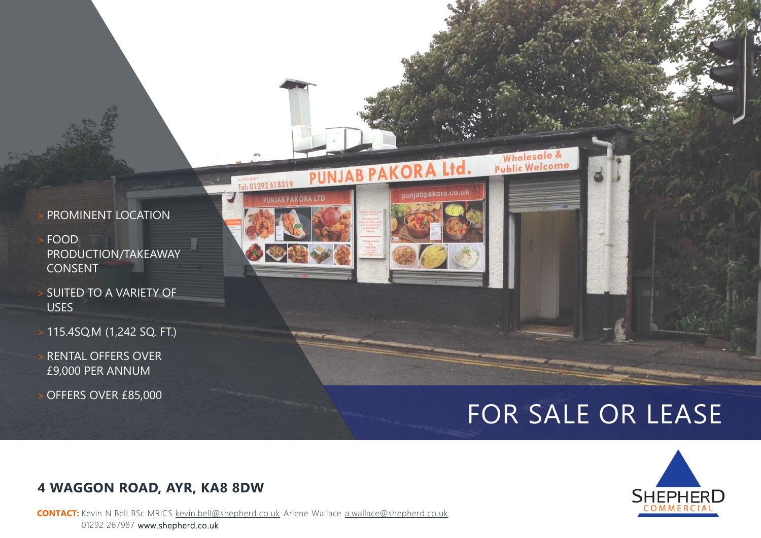- PROMINENT LOCATION
- FOOD PRODUCTION/TAKEAWAY CONSENT
- SUITED TO A VARIETY OF USES
- 115.4SQ.M (1,242 SQ. FT.)
- RENTAL OFFERS OVER £9,000 PER ANNUM
- OFFERS OVER £85,000

# FOR SALE OR LEASE

## 4 WAGGON ROAD, AYR, KA8 8DW

**CONTACT:** Kevin N Bell BSc MRICS kevin.bell@shepherd.co.uk Arlene Wallace a.wallace@shepherd.co.uk
01292 267987 www.shepherd.co.uk

SHEPHERD COMMERCIAL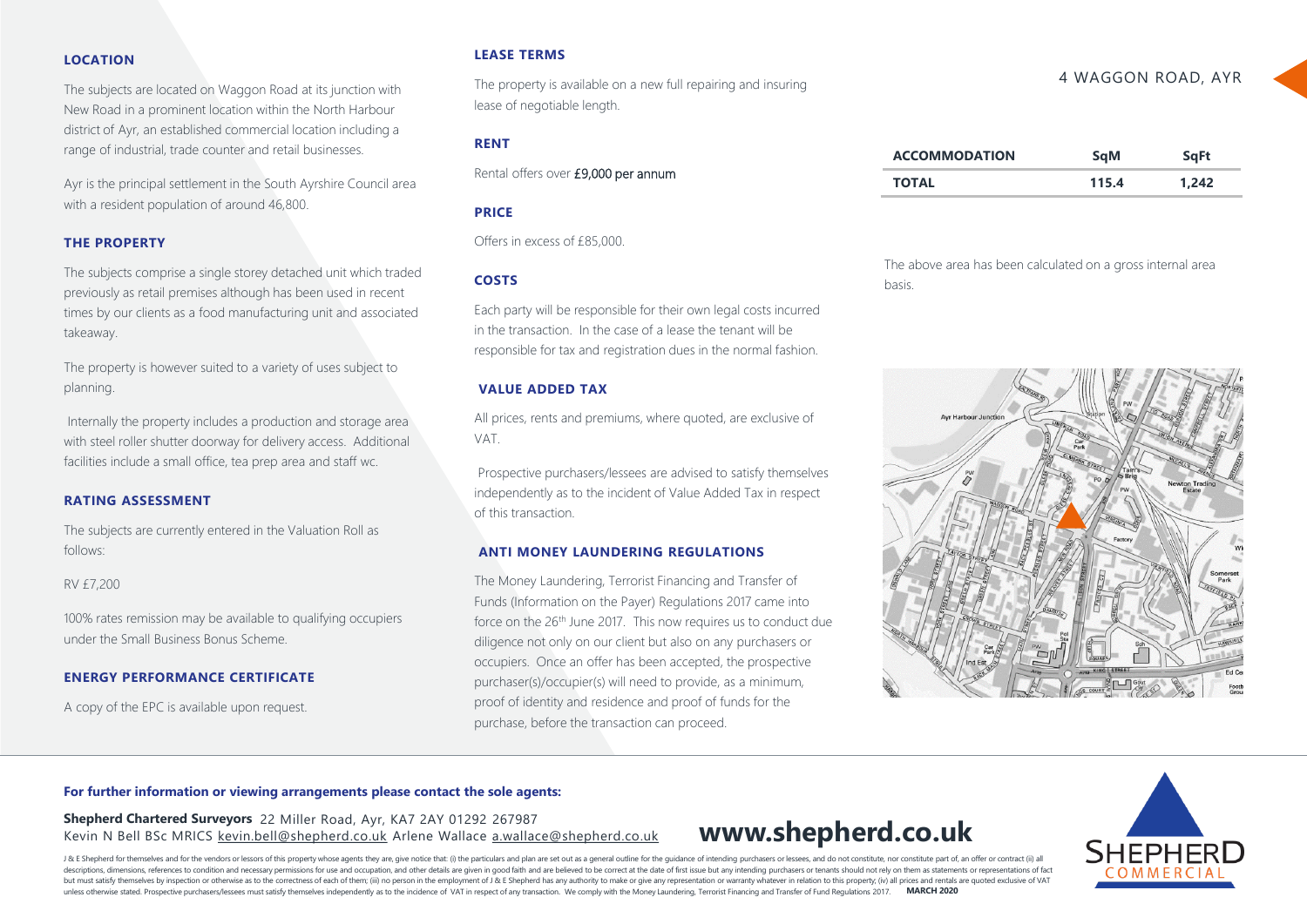## LOCATION

The subjects are located on Waggon Road at its junction with New Road in a prominent location within the North Harbour district of Ayr, an established commercial location including a range of industrial, trade counter and retail businesses.

Ayr is the principal settlement in the South Ayrshire Council area with a resident population of around 46,800.

## THE PROPERTY

The subjects comprise a single storey detached unit which traded previously as retail premises although has been used in recent times by our clients as a food manufacturing unit and associated takeaway.

The property is however suited to a variety of uses subject to planning.

Internally the property includes a production and storage area with steel roller shutter doorway for delivery access. Additional facilities include a small office, tea prep area and staff wc.

## RATING ASSESSMENT

The subjects are currently entered in the Valuation Roll as follows:

RV £7,200

100% rates remission may be available to qualifying occupiers under the Small Business Bonus Scheme.

## ENERGY PERFORMANCE CERTIFICATE

A copy of the EPC is available upon request.

## LEASE TERMS

The property is available on a new full repairing and insuring lease of negotiable length.

## RENT

Rental offers over £9,000 per annum

## PRICE

Offers in excess of £85,000.

## COSTS

Each party will be responsible for their own legal costs incurred in the transaction. In the case of a lease the tenant will be responsible for tax and registration dues in the normal fashion.

## VALUE ADDED TAX

All prices, rents and premiums, where quoted, are exclusive of VAT.

Prospective purchasers/lessees are advised to satisfy themselves independently as to the incident of Value Added Tax in respect of this transaction.

## ANTI MONEY LAUNDERING REGULATIONS

The Money Laundering, Terrorist Financing and Transfer of Funds (Information on the Payer) Regulations 2017 came into force on the 26th June 2017. This now requires us to conduct due diligence not only on our client but also on any purchasers or occupiers. Once an offer has been accepted, the prospective purchaser(s)/occupier(s) will need to provide, as a minimum, proof of identity and residence and proof of funds for the purchase, before the transaction can proceed.

# 4 WAGGON ROAD, AYR

| ACCOMMODATION | SqM | SqFt |
|---|---|---|
| TOTAL | 115.4 | 1,242 |

The above area has been calculated on a gross internal area basis.

**For further information or viewing arrangements please contact the sole agents:**

**Shepherd Chartered Surveyors** 22 Miller Road, Ayr, KA7 2AY 01292 267987
Kevin N Bell BSc MRICS kevin.bell@shepherd.co.uk Arlene Wallace a.wallace@shepherd.co.uk

**www.shepherd.co.uk**

J & E Shepherd for themselves and for the vendors or lessors of this property whose agents they are, give notice that: (i) the particulars and plan are set out as a general outline for the guidance of intending purchasers or lessees, and do not constitute, nor constitute part of, an offer or contract (ii) all descriptions, dimensions, references to condition and necessary permissions for use and occupation, and other details are given in good faith and are believed to be correct at the date of first issue but any intending purchasers or tenants should not rely on them as statements or representations of fact but must satisfy themselves by inspection or otherwise as to the correctness of each of them; (iii) no person in the employment of J & E Shepherd has any authority to make or give any representation or warranty whatever in relation to this property; (iv) all prices and rentals are quoted exclusive of VAT unless otherwise stated. Prospective purchasers/lessees must satisfy themselves independently as to the incidence of VAT in respect of any transaction. We comply with the Money Laundering, Terrorist Financing and Transfer of Fund Regulations 2017. **MARCH 2020**